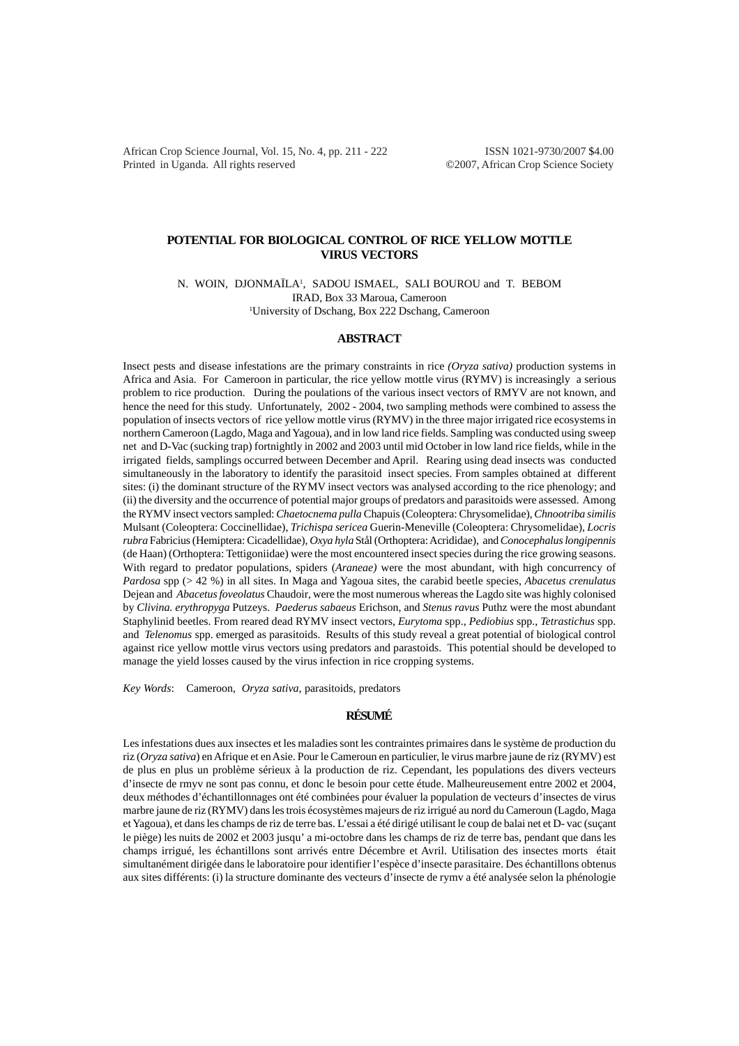# POTENTIAL FOR BIOLOGICAL CONTROL OF RICE YELLOW MOTTLE VIRUS VECTORS

N. WOIN, DJONMAÏLA[1], SADOU ISMAEL, SALI BOUROU and T. BEBOM

IRAD, Box 33 Maroua, Cameroon

[1]University of Dschang, Box 222 Dschang, Cameroon

## ABSTRACT

Insect pests and disease infestations are the primary constraints in rice *(Oryza sativa)* production systems in Africa and Asia. For Cameroon in particular, the rice yellow mottle virus (RYMV) is increasingly a serious problem to rice production. During the poulations of the various insect vectors of RMYV are not known, and hence the need for this study. Unfortunately, 2002 - 2004, two sampling methods were combined to assess the population of insects vectors of rice yellow mottle virus (RYMV) in the three major irrigated rice ecosystems in northern Cameroon (Lagdo, Maga and Yagoua), and in low land rice fields. Sampling was conducted using sweep net and D-Vac (sucking trap) fortnightly in 2002 and 2003 until mid October in low land rice fields, while in the irrigated fields, samplings occurred between December and April. Rearing using dead insects was conducted simultaneously in the laboratory to identify the parasitoid insect species. From samples obtained at different sites: (i) the dominant structure of the RYMV insect vectors was analysed according to the rice phenology; and (ii) the diversity and the occurrence of potential major groups of predators and parasitoids were assessed. Among the RYMV insect vectors sampled: *Chaetocnema pulla* Chapuis (Coleoptera: Chrysomelidae), *Chnootriba similis* Mulsant (Coleoptera: Coccinellidae), *Trichispa sericea* Guerin-Meneville (Coleoptera: Chrysomelidae), *Locris rubra* Fabricius (Hemiptera: Cicadellidae), *Oxya hyla* Stål (Orthoptera: Acrididae), and *Conocephalus longipennis* (de Haan) (Orthoptera: Tettigoniidae) were the most encountered insect species during the rice growing seasons. With regard to predator populations, spiders (*Araneae)* were the most abundant, with high concurrency of *Pardosa* spp (> 42 %) in all sites. In Maga and Yagoua sites, the carabid beetle species, *Abacetus crenulatus* Dejean and *Abacetus foveolatus* Chaudoir, were the most numerous whereas the Lagdo site was highly colonised by *Clivina. erythropyga* Putzeys. *Paederus sabaeus* Erichson, and *Stenus ravus* Puthz were the most abundant Staphylinid beetles. From reared dead RYMV insect vectors, *Eurytoma* spp., *Pediobius* spp., *Tetrastichus* spp. and *Telenomus* spp. emerged as parasitoids. Results of this study reveal a great potential of biological control against rice yellow mottle virus vectors using predators and parastoids. This potential should be developed to manage the yield losses caused by the virus infection in rice cropping systems.

*Key Words*: Cameroon, *Oryza sativa,* parasitoids, predators

## RÉSUMÉ

Les infestations dues aux insectes et les maladies sont les contraintes primaires dans le système de production du riz (*Oryza sativa*) en Afrique et en Asie. Pour le Cameroun en particulier, le virus marbre jaune de riz (RYMV) est de plus en plus un problème sérieux à la production de riz. Cependant, les populations des divers vecteurs d'insecte de rmyv ne sont pas connu, et donc le besoin pour cette étude. Malheureusement entre 2002 et 2004, deux méthodes d'échantillonnages ont été combinées pour évaluer la population de vecteurs d'insectes de virus marbre jaune de riz (RYMV) dans les trois écosystèmes majeurs de riz irrigué au nord du Cameroun (Lagdo, Maga et Yagoua), et dans les champs de riz de terre bas. L'essai a été dirigé utilisant le coup de balai net et D- vac (suçant le piège) les nuits de 2002 et 2003 jusqu' a mi-octobre dans les champs de riz de terre bas, pendant que dans les champs irrigué, les échantillons sont arrivés entre Décembre et Avril. Utilisation des insectes morts était simultanément dirigée dans le laboratoire pour identifier l'espèce d'insecte parasitaire. Des échantillons obtenus aux sites différents: (i) la structure dominante des vecteurs d'insecte de rymv a été analysée selon la phénologie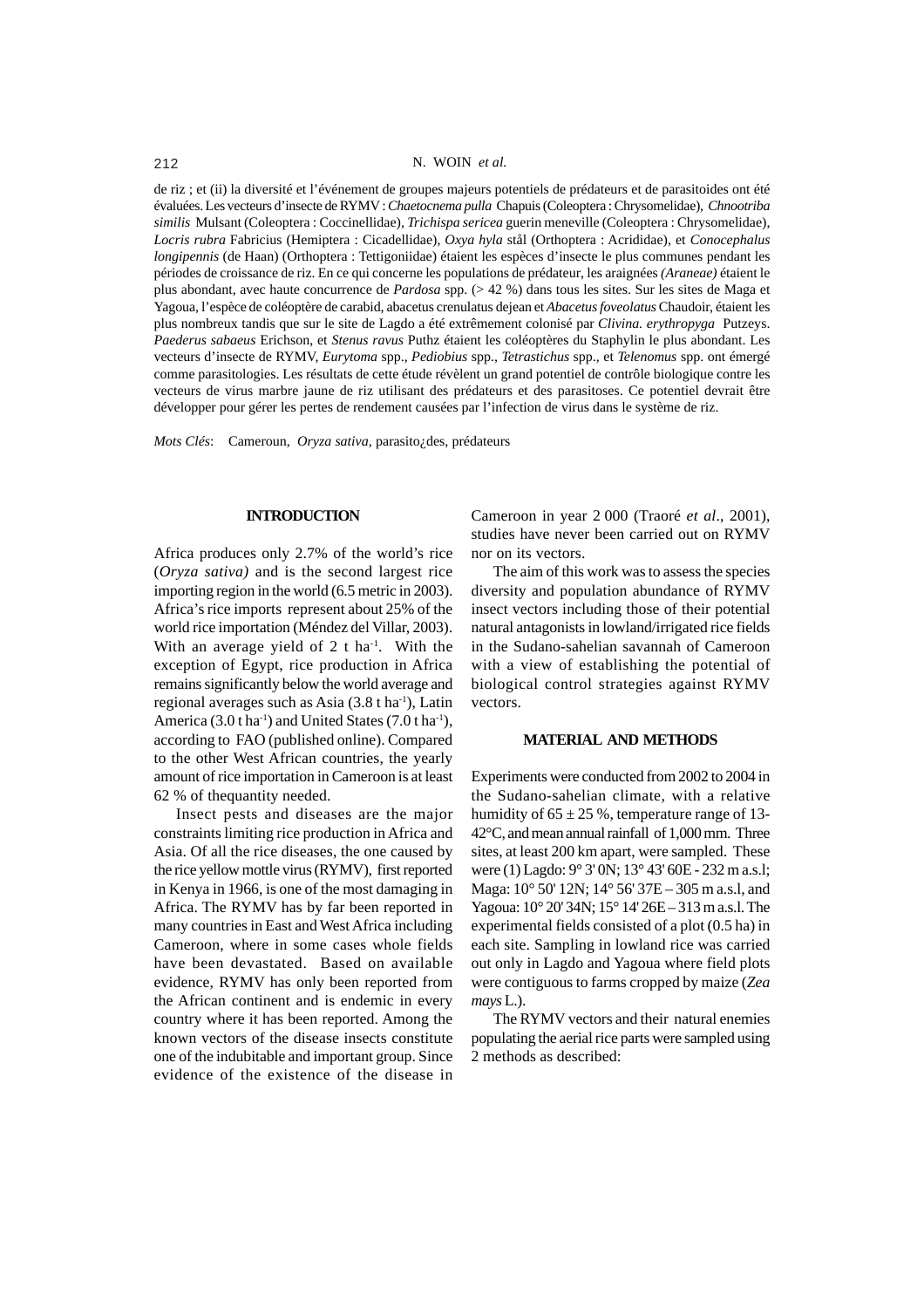de riz ; et (ii) la diversité et l'événement de groupes majeurs potentiels de prédateurs et de parasitoides ont été évaluées. Les vecteurs d'insecte de RYMV : *Chaetocnema pulla* Chapuis (Coleoptera : Chrysomelidae), *Chnootriba similis* Mulsant (Coleoptera : Coccinellidae), *Trichispa sericea* guerin meneville (Coleoptera : Chrysomelidae), *Locris rubra* Fabricius (Hemiptera : Cicadellidae), *Oxya hyla* stål (Orthoptera : Acrididae), et *Conocephalus longipennis* (de Haan) (Orthoptera : Tettigoniidae) étaient les espèces d'insecte le plus communes pendant les périodes de croissance de riz. En ce qui concerne les populations de prédateur, les araignées *(Araneae)* étaient le plus abondant, avec haute concurrence de *Pardosa* spp. (> 42 %) dans tous les sites. Sur les sites de Maga et Yagoua, l'espèce de coléoptère de carabid, abacetus crenulatus dejean et *Abacetus foveolatus* Chaudoir, étaient les plus nombreux tandis que sur le site de Lagdo a été extrêmement colonisé par *Clivina. erythropyga* Putzeys. *Paederus sabaeus* Erichson, et *Stenus ravus* Puthz étaient les coléoptères du Staphylin le plus abondant. Les vecteurs d'insecte de RYMV, *Eurytoma* spp., *Pediobius* spp., *Tetrastichus* spp., et *Telenomus* spp. ont émergé comme parasitologies. Les résultats de cette étude révèlent un grand potentiel de contrôle biologique contre les vecteurs de virus marbre jaune de riz utilisant des prédateurs et des parasitoses. Ce potentiel devrait être développer pour gérer les pertes de rendement causées par l'infection de virus dans le système de riz.

*Mots Clés*: Cameroun, *Oryza sativa,* parasito¿des, prédateurs

## INTRODUCTION

Africa produces only 2.7% of the world's rice (*Oryza sativa)* and is the second largest rice importing region in the world (6.5 metric in 2003). Africa's rice imports represent about 25% of the world rice importation (Méndez del Villar, 2003). With an average yield of 2 t ha$^{-1}$. With the exception of Egypt, rice production in Africa remains significantly below the world average and regional averages such as Asia (3.8 t ha$^{-1}$), Latin America (3.0 t ha$^{-1}$) and United States (7.0 t ha$^{-1}$), according to FAO (published online). Compared to the other West African countries, the yearly amount of rice importation in Cameroon is at least 62 % of thequantity needed.

Insect pests and diseases are the major constraints limiting rice production in Africa and Asia. Of all the rice diseases, the one caused by the rice yellow mottle virus (RYMV), first reported in Kenya in 1966, is one of the most damaging in Africa. The RYMV has by far been reported in many countries in East and West Africa including Cameroon, where in some cases whole fields have been devastated. Based on available evidence, RYMV has only been reported from the African continent and is endemic in every country where it has been reported. Among the known vectors of the disease insects constitute one of the indubitable and important group. Since evidence of the existence of the disease in Cameroon in year 2 000 (Traoré *et al*., 2001), studies have never been carried out on RYMV nor on its vectors.

The aim of this work was to assess the species diversity and population abundance of RYMV insect vectors including those of their potential natural antagonists in lowland/irrigated rice fields in the Sudano-sahelian savannah of Cameroon with a view of establishing the potential of biological control strategies against RYMV vectors.

## MATERIAL AND METHODS

Experiments were conducted from 2002 to 2004 in the Sudano-sahelian climate, with a relative humidity of $65 \pm 25$ %, temperature range of 13-42°C, and mean annual rainfall of 1,000 mm. Three sites, at least 200 km apart, were sampled. These were (1) Lagdo: 9° 3' 0N; 13° 43' 60E - 232 m a.s.l; Maga: 10° 50' 12N; 14° 56' 37E – 305 m a.s.l, and Yagoua: 10° 20' 34N; 15° 14' 26E – 313 m a.s.l. The experimental fields consisted of a plot (0.5 ha) in each site. Sampling in lowland rice was carried out only in Lagdo and Yagoua where field plots were contiguous to farms cropped by maize (*Zea mays* L.).

The RYMV vectors and their natural enemies populating the aerial rice parts were sampled using 2 methods as described: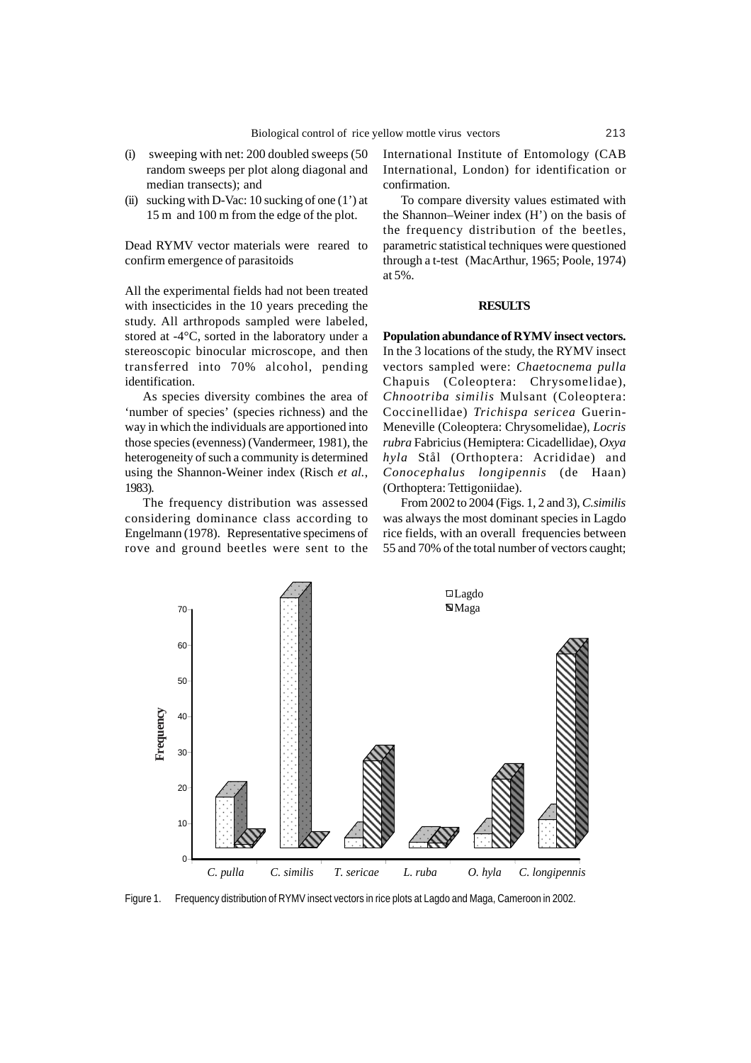(i) sweeping with net: 200 doubled sweeps (50 random sweeps per plot along diagonal and median transects); and

(ii) sucking with D-Vac: 10 sucking of one (1') at 15 m and 100 m from the edge of the plot.

Dead RYMV vector materials were reared to confirm emergence of parasitoids

All the experimental fields had not been treated with insecticides in the 10 years preceding the study. All arthropods sampled were labeled, stored at -4°C, sorted in the laboratory under a stereoscopic binocular microscope, and then transferred into 70% alcohol, pending identification.

As species diversity combines the area of 'number of species' (species richness) and the way in which the individuals are apportioned into those species (evenness) (Vandermeer, 1981), the heterogeneity of such a community is determined using the Shannon-Weiner index (Risch *et al.*, 1983).

The frequency distribution was assessed considering dominance class according to Engelmann (1978). Representative specimens of rove and ground beetles were sent to the International Institute of Entomology (CAB International, London) for identification or confirmation.

To compare diversity values estimated with the Shannon–Weiner index (H') on the basis of the frequency distribution of the beetles, parametric statistical techniques were questioned through a t-test (MacArthur, 1965; Poole, 1974) at 5%.

## RESULTS

**Population abundance of RYMV insect vectors.** In the 3 locations of the study, the RYMV insect vectors sampled were: *Chaetocnema pulla* Chapuis (Coleoptera: Chrysomelidae), *Chnootriba similis* Mulsant (Coleoptera: Coccinellidae) *Trichispa sericea* Guerin-Meneville (Coleoptera: Chrysomelidae), *Locris rubra* Fabricius (Hemiptera: Cicadellidae), *Oxya hyla* Stål (Orthoptera: Acrididae) and *Conocephalus longipennis* (de Haan) (Orthoptera: Tettigoniidae).

From 2002 to 2004 (Figs. 1, 2 and 3), *C.similis* was always the most dominant species in Lagdo rice fields, with an overall frequencies between 55 and 70% of the total number of vectors caught;

Figure 1. Frequency distribution of RYMV insect vectors in rice plots at Lagdo and Maga, Cameroon in 2002.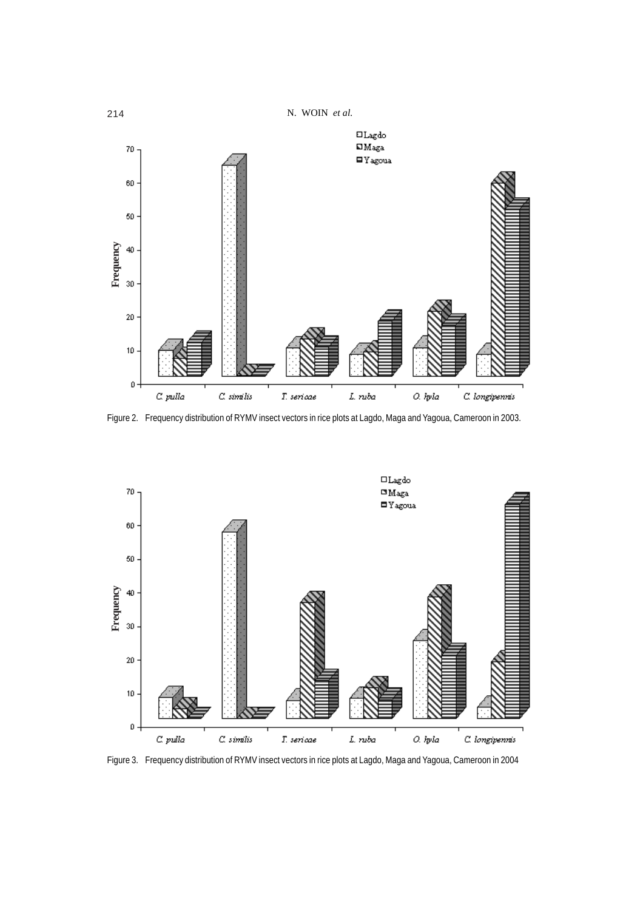Figure 2. Frequency distribution of RYMV insect vectors in rice plots at Lagdo, Maga and Yagoua, Cameroon in 2003.

Figure 3. Frequency distribution of RYMV insect vectors in rice plots at Lagdo, Maga and Yagoua, Cameroon in 2004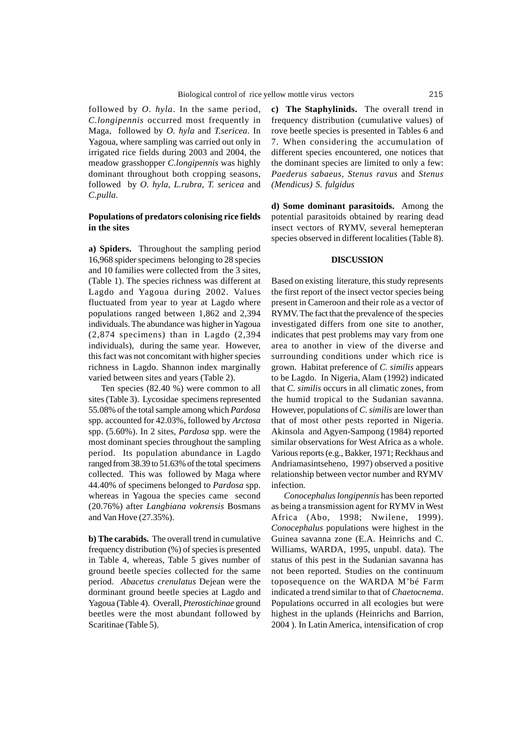followed by *O. hyla*. In the same period, *C.longipennis* occurred most frequently in Maga, followed by *O. hyla* and *T.sericea*. In Yagoua, where sampling was carried out only in irrigated rice fields during 2003 and 2004, the meadow grasshopper *C.longipennis* was highly dominant throughout both cropping seasons, followed by *O. hyla, L.rubra, T. sericea* and *C.pulla.*

### Populations of predators colonising rice fields in the sites

**a) Spiders.** Throughout the sampling period 16,968 spider specimens belonging to 28 species and 10 families were collected from the 3 sites, (Table 1). The species richness was different at Lagdo and Yagoua during 2002. Values fluctuated from year to year at Lagdo where populations ranged between 1,862 and 2,394 individuals. The abundance was higher in Yagoua (2,874 specimens) than in Lagdo (2,394 individuals), during the same year. However, this fact was not concomitant with higher species richness in Lagdo. Shannon index marginally varied between sites and years (Table 2).

Ten species (82.40 %) were common to all sites (Table 3). Lycosidae specimens represented 55.08% of the total sample among which *Pardosa* spp. accounted for 42.03%, followed by *Arctosa* spp. (5.60%). In 2 sites, *Pardosa* spp. were the most dominant species throughout the sampling period. Its population abundance in Lagdo ranged from 38.39 to 51.63% of the total specimens collected. This was followed by Maga where 44.40% of specimens belonged to *Pardosa* spp. whereas in Yagoua the species came second (20.76%) after *Langbiana vokrensis* Bosmans and Van Hove (27.35%).

**b) The carabids.** The overall trend in cumulative frequency distribution (%) of species is presented in Table 4, whereas, Table 5 gives number of ground beetle species collected for the same period. *Abacetus crenulatus* Dejean were the dorminant ground beetle species at Lagdo and Yagoua (Table 4). Overall, *Pterostichinae* ground beetles were the most abundant followed by Scaritinae (Table 5).

**c) The Staphylinids.** The overall trend in frequency distribution (cumulative values) of rove beetle species is presented in Tables 6 and 7. When considering the accumulation of different species encountered, one notices that the dominant species are limited to only a few: *Paederus sabaeus, Stenus ravus* and *Stenus (Mendicus) S. fulgidus*

**d) Some dominant parasitoids.** Among the potential parasitoids obtained by rearing dead insect vectors of RYMV, several hemepteran species observed in different localities (Table 8).

## DISCUSSION

Based on existing literature, this study represents the first report of the insect vector species being present in Cameroon and their role as a vector of RYMV. The fact that the prevalence of the species investigated differs from one site to another, indicates that pest problems may vary from one area to another in view of the diverse and surrounding conditions under which rice is grown. Habitat preference of *C. similis* appears to be Lagdo. In Nigeria, Alam (1992) indicated that *C. similis* occurs in all climatic zones, from the humid tropical to the Sudanian savanna. However, populations of *C. similis* are lower than that of most other pests reported in Nigeria. Akinsola and Agyen-Sampong (1984) reported similar observations for West Africa as a whole. Various reports (e.g., Bakker, 1971; Reckhaus and Andriamasintseheno, 1997) observed a positive relationship between vector number and RYMV infection.

*Conocephalus longipennis* has been reported as being a transmission agent for RYMV in West Africa (Abo, 1998; Nwilene, 1999). *Conocephalus* populations were highest in the Guinea savanna zone (E.A. Heinrichs and C. Williams, WARDA, 1995, unpubl. data). The status of this pest in the Sudanian savanna has not been reported. Studies on the continuum toposequence on the WARDA M'bé Farm indicated a trend similar to that of *Chaetocnema*. Populations occurred in all ecologies but were highest in the uplands (Heinrichs and Barrion, 2004 ). In Latin America, intensification of crop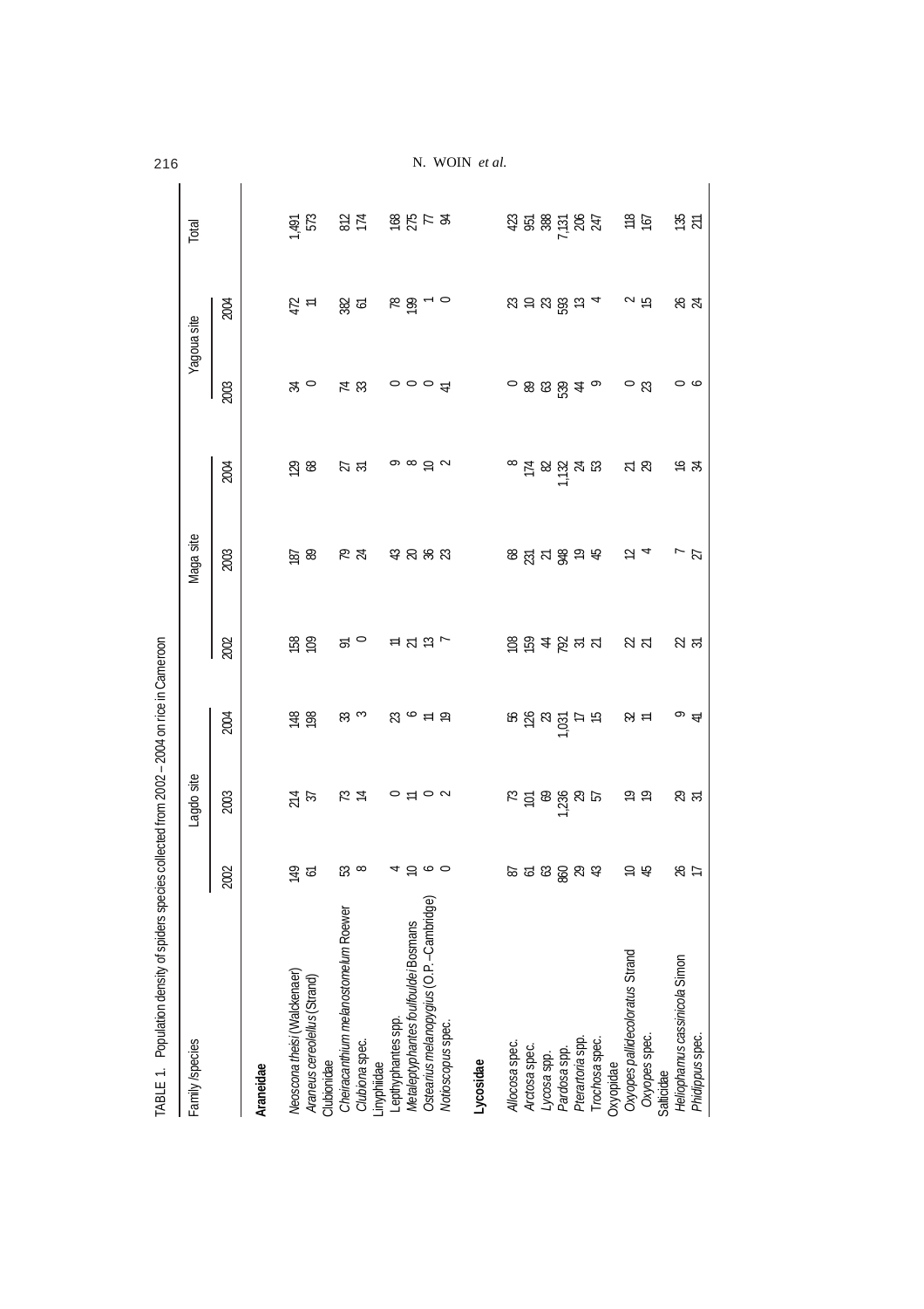TABLE 1. Population density of spiders species collected from 2002 – 2004 on rice in Cameroon

| Family /species | Lagdo site | | | Maga site | | | Yagoua site | | Total |
|---|---|---|---|---|---|---|---|---|---|
| | 2002 | 2003 | 2004 | 2002 | 2003 | 2004 | 2003 | 2004 | |
| **Araneidae** | | | | | | | | | |
| *Neoscona theisi* (Walckenaer) | 149 | 214 | 148 | 158 | 187 | 129 | 34 | 472 | 1,491 |
| *Araneus cereolellus* (Strand) | 61 | 37 | 198 | 109 | 89 | 68 | 0 | 11 | 573 |
| Clubionidae | | | | | | | | | |
| *Cheiracanthium melanostomelum* Roewer | 53 | 73 | 33 | 91 | 79 | 27 | 74 | 382 | 812 |
| *Clubiona* spec. | 8 | 14 | 3 | 0 | 24 | 31 | 33 | 61 | 174 |
| Linyphiidae | | | | | | | | | |
| Lepthyphantes spp. | 4 | 0 | 23 | 11 | 43 | 9 | 0 | 78 | 168 |
| *Metaleptyphantes foulfouldei* Bosmans | 10 | 11 | 6 | 21 | 20 | 8 | 0 | 199 | 275 |
| *Ostearius melanopygius* (O.P.-Cambridge) | 6 | 0 | 11 | 13 | 36 | 10 | 0 | 1 | 77 |
| *Notioscopus* spec. | 0 | 2 | 19 | 7 | 23 | 2 | 41 | 0 | 94 |
| **Lycosidae** | | | | | | | | | |
| *Allocosa* spec. | 87 | 73 | 56 | 108 | 68 | 8 | 0 | 23 | 423 |
| *Arctosa* spec. | 61 | 101 | 126 | 159 | 231 | 174 | 89 | 10 | 951 |
| *Lycosa* spp. | 63 | 69 | 23 | 44 | 21 | 82 | 63 | 23 | 388 |
| *Pardosa* spp. | 860 | 1,236 | 1,031 | 792 | 948 | 1,132 | 539 | 593 | 7,131 |
| *Pterartoria* spp. | 29 | 29 | 17 | 31 | 19 | 24 | 44 | 13 | 206 |
| *Trochosa* spec. | 43 | 57 | 15 | 21 | 45 | 53 | 9 | 4 | 247 |
| Oxyopidae | | | | | | | | | |
| *Oxyopes pallidecoloratus* Strand | 10 | 19 | 32 | 22 | 12 | 21 | 0 | 2 | 118 |
| *Oxyopes* spec. | 45 | 19 | 11 | 21 | 4 | 29 | 23 | 15 | 167 |
| Salticidae | | | | | | | | | |
| *Heliophanus cassinicola* Simon | 26 | 29 | 9 | 22 | 7 | 16 | 0 | 26 | 135 |
| *Phidippus* spec. | 17 | 31 | 41 | 31 | 27 | 34 | 6 | 24 | 211 |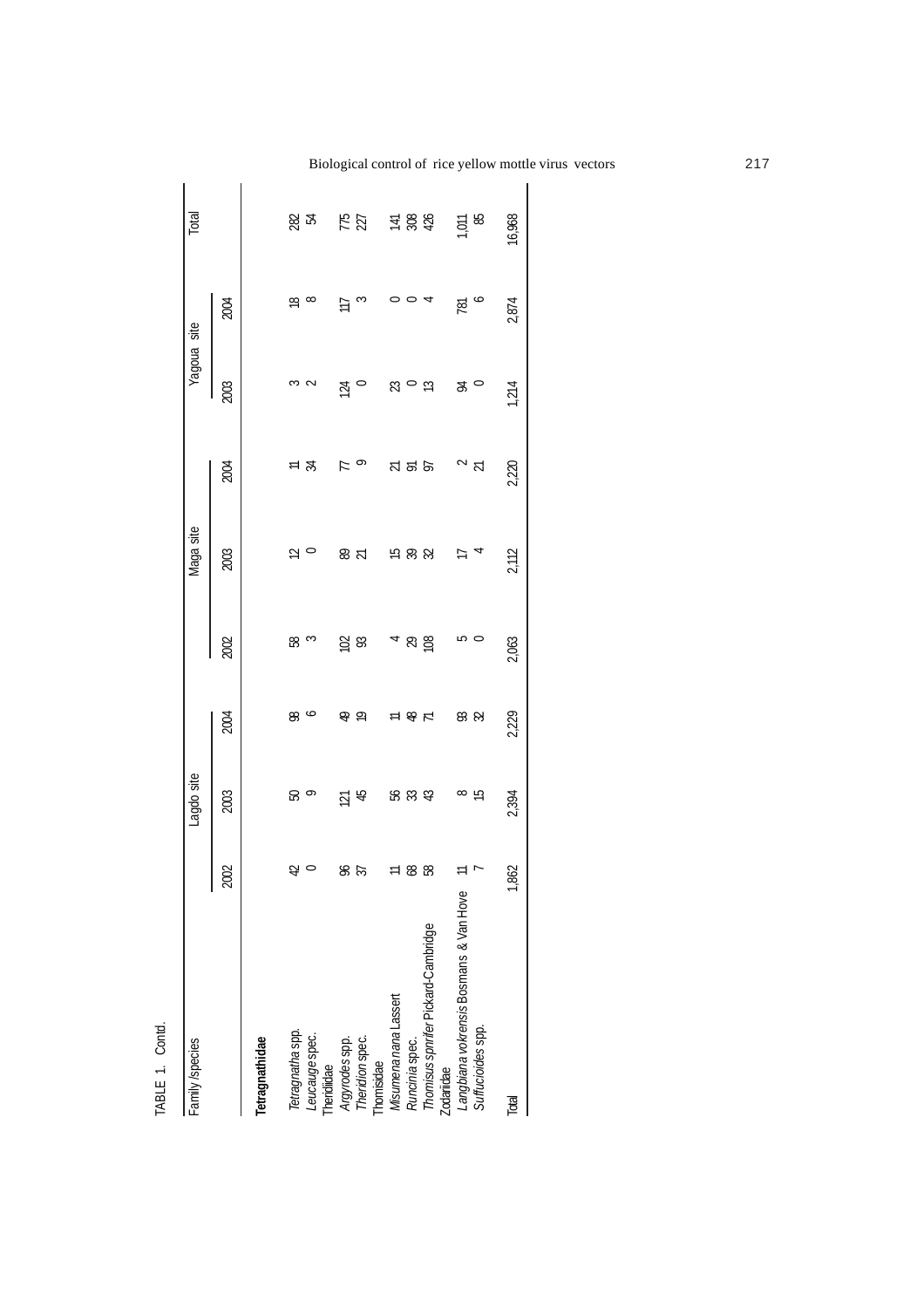TABLE 1. Contd.

| Family /species | Lagdo site | | | Maga site | | | Yagoua site | | Total |
|---|---|---|---|---|---|---|---|---|---|
| | 2002 | 2003 | 2004 | 2002 | 2003 | 2004 | 2003 | 2004 | |
| **Tetragnathidae** | | | | | | | | | |
| *Tetragnatha* spp. | 42 | 50 | 98 | 58 | 12 | 11 | 3 | 18 | 282 |
| *Leucauge* spec. | 0 | 9 | 6 | 3 | 0 | 34 | 2 | 8 | 54 |
| Theridiidae | | | | | | | | | |
| *Argyrodes* spp. | 96 | 121 | 49 | 102 | 89 | 77 | 124 | 117 | 775 |
| *Theridion* spec. | 37 | 45 | 19 | 93 | 21 | 9 | 0 | 3 | 227 |
| Thomisidae | | | | | | | | | |
| *Misumena nana* Lassert | 11 | 56 | 11 | 4 | 15 | 21 | 23 | 0 | 141 |
| *Runcinia* spec. | 68 | 33 | 48 | 29 | 39 | 91 | 0 | 0 | 308 |
| *Thomisus spinifer* Pickard-Cambridge | 58 | 43 | 71 | 108 | 32 | 97 | 13 | 4 | 426 |
| Zodariidae | | | | | | | | | |
| *Langbiana vokrensis* Bosmans & Van Hove | 11 | 8 | 93 | 5 | 17 | 2 | 94 | 781 | 1,011 |
| *Suffucioides* spp. | 7 | 15 | 32 | 0 | 4 | 21 | 0 | 6 | 85 |
| Total | 1,862 | 2,394 | 2,229 | 2,063 | 2,112 | 2,220 | 1,214 | 2,874 | 16,968 |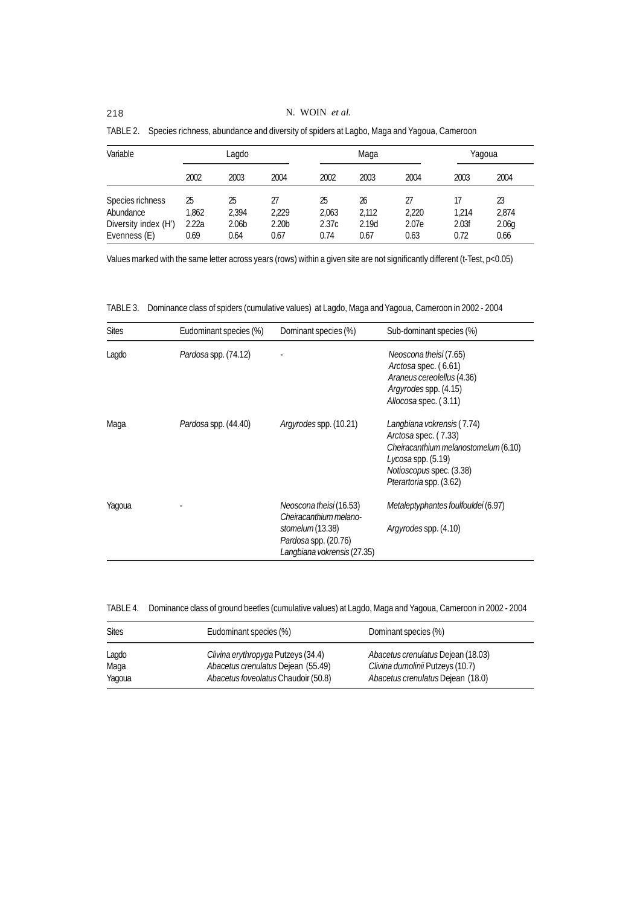TABLE 2. Species richness, abundance and diversity of spiders at Lagbo, Maga and Yagoua, Cameroon

| Variable | Lagdo | | | Maga | | | Yagoua | |
|---|---|---|---|---|---|---|---|---|
| | 2002 | 2003 | 2004 | 2002 | 2003 | 2004 | 2003 | 2004 |
| Species richness | 25 | 25 | 27 | 25 | 26 | 27 | 17 | 23 |
| Abundance | 1,862 | 2,394 | 2,229 | 2,063 | 2,112 | 2,220 | 1,214 | 2,874 |
| Diversity index (H') | 2.22a | 2.06b | 2.20b | 2.37c | 2.19d | 2.07e | 2.03f | 2.06g |
| Evenness (E) | 0.69 | 0.64 | 0.67 | 0.74 | 0.67 | 0.63 | 0.72 | 0.66 |

Values marked with the same letter across years (rows) within a given site are not significantly different (t-Test, $p<0.05$)

TABLE 3. Dominance class of spiders (cumulative values) at Lagdo, Maga and Yagoua, Cameroon in 2002 - 2004

| Sites | Eudominant species (%) | Dominant species (%) | Sub-dominant species (%) |
|---|---|---|---|
| Lagdo | *Pardosa* spp. (74.12) | - | *Neoscona theisi* (7.65)<br>*Arctosa* spec. ( 6.61)<br>*Araneus cereolellus* (4.36)<br>*Argyrodes* spp. (4.15)<br>*Allocosa* spec. ( 3.11) |
| Maga | *Pardosa* spp. (44.40) | *Argyrodes* spp. (10.21) | *Langbiana vokrensis* ( 7.74)<br>*Arctosa* spec. ( 7.33)<br>*Cheiracanthium melanostomelum* (6.10)<br>*Lycosa* spp. (5.19)<br>*Notioscopus* spec. (3.38)<br>*Pterartoria* spp. (3.62) |
| Yagoua | - | *Neoscona theisi* (16.53)<br>*Cheiracanthium melano-stomelum* (13.38)<br>*Pardosa* spp. (20.76)<br>*Langbiana vokrensis* (27.35) | *Metaleptyphantes foulfouldei* (6.97)<br>*Argyrodes* spp. (4.10) |

TABLE 4. Dominance class of ground beetles (cumulative values) at Lagdo, Maga and Yagoua, Cameroon in 2002 - 2004

| Sites | Eudominant species (%) | Dominant species (%) |
|---|---|---|
| Lagdo | *Clivina erythropyga* Putzeys (34.4) | *Abacetus crenulatus* Dejean (18.03) |
| Maga | *Abacetus crenulatus* Dejean (55.49) | *Clivina dumolinii* Putzeys (10.7) |
| Yagoua | *Abacetus foveolatus* Chaudoir (50.8) | *Abacetus crenulatus* Dejean (18.0) |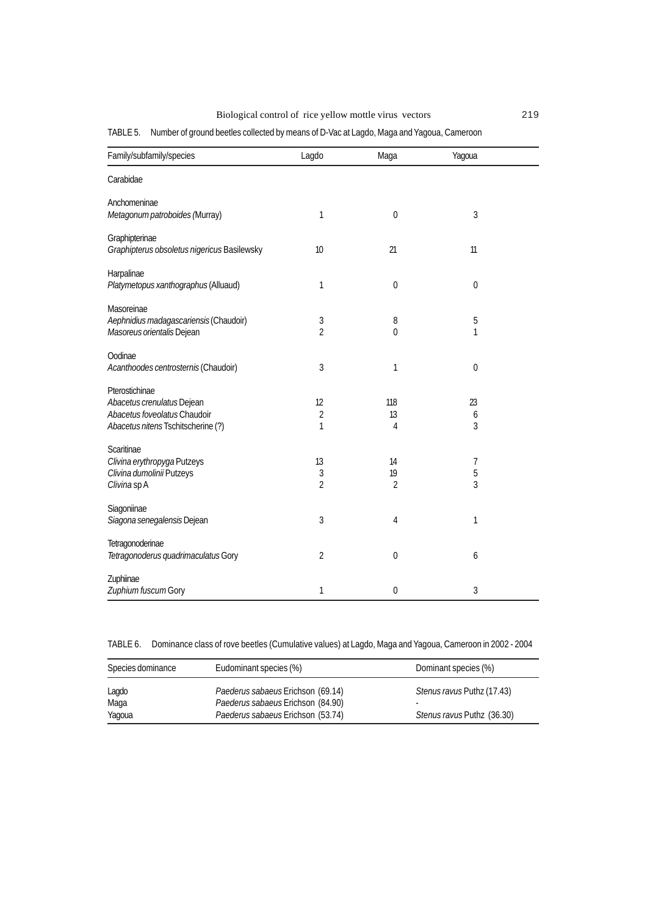TABLE 5. Number of ground beetles collected by means of D-Vac at Lagdo, Maga and Yagoua, Cameroon

| Family/subfamily/species | Lagdo | Maga | Yagoua |
|---|---|---|---|
| Carabidae | | | |
| Anchomeninae | | | |
| *Metagonum patroboides* (Murray) | 1 | 0 | 3 |
| Graphipterinae | | | |
| *Graphipterus obsoletus nigericus* Basilewsky | 10 | 21 | 11 |
| Harpalinae | | | |
| *Platymetopus xanthographus* (Alluaud) | 1 | 0 | 0 |
| Masoreinae | | | |
| *Aephnidius madagascariensis* (Chaudoir) | 3 | 8 | 5 |
| *Masoreus orientalis* Dejean | 2 | 0 | 1 |
| Oodinae | | | |
| *Acanthoodes centrosternis* (Chaudoir) | 3 | 1 | 0 |
| Pterostichinae | | | |
| *Abacetus crenulatus* Dejean | 12 | 118 | 23 |
| *Abacetus foveolatus* Chaudoir | 2 | 13 | 6 |
| *Abacetus nitens* Tschitscherine (?) | 1 | 4 | 3 |
| Scaritinae | | | |
| *Clivina erythropyga* Putzeys | 13 | 14 | 7 |
| *Clivina dumolinii* Putzeys | 3 | 19 | 5 |
| *Clivina* sp A | 2 | 2 | 3 |
| Siagoniinae | | | |
| *Siagona senegalensis* Dejean | 3 | 4 | 1 |
| Tetragonoderinae | | | |
| *Tetragonoderus quadrimaculatus* Gory | 2 | 0 | 6 |
| Zuphiinae | | | |
| *Zuphium fuscum* Gory | 1 | 0 | 3 |

TABLE 6. Dominance class of rove beetles (Cumulative values) at Lagdo, Maga and Yagoua, Cameroon in 2002 - 2004

| Species dominance | Eudominant species (%) | Dominant species (%) |
|---|---|---|
| Lagdo | *Paederus sabaeus* Erichson (69.14) | *Stenus ravus* Puthz (17.43) |
| Maga | *Paederus sabaeus* Erichson (84.90) | - |
| Yagoua | *Paederus sabaeus* Erichson (53.74) | *Stenus ravus* Puthz (36.30) |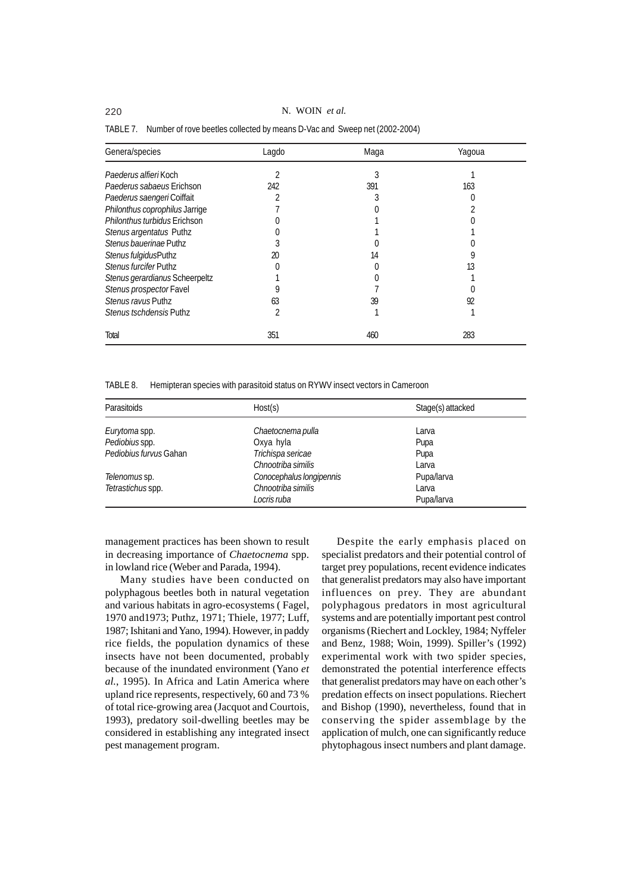TABLE 7. Number of rove beetles collected by means D-Vac and Sweep net (2002-2004)

| Genera/species | Lagdo | Maga | Yagoua |
|---|---|---|---|
| *Paederus alfieri* Koch | 2 | 3 | 1 |
| *Paederus sabaeus* Erichson | 242 | 391 | 163 |
| *Paederus saengeri* Coiffait | 2 | 3 | 0 |
| *Philonthus coprophilus* Jarrige | 7 | 0 | 2 |
| *Philonthus turbidus* Erichson | 0 | 1 | 0 |
| *Stenus argentatus* Puthz | 0 | 1 | 1 |
| *Stenus bauerinae* Puthz | 3 | 0 | 0 |
| *Stenus fulgidus*Puthz | 20 | 14 | 9 |
| *Stenus furcifer* Puthz | 0 | 0 | 13 |
| *Stenus gerardianus* Scheerpeltz | 1 | 0 | 1 |
| *Stenus prospector* Favel | 9 | 7 | 0 |
| *Stenus ravus* Puthz | 63 | 39 | 92 |
| *Stenus tschdensis* Puthz | 2 | 1 | 1 |
| Total | 351 | 460 | 283 |

TABLE 8. Hemipteran species with parasitoid status on RYWV insect vectors in Cameroon

| Parasitoids | Host(s) | Stage(s) attacked |
|---|---|---|
| *Eurytoma* spp. | *Chaetocnema pulla* | Larva |
| *Pediobius* spp. | Oxya hyla | Pupa |
| *Pediobius furvus* Gahan | *Trichispa sericae* | Pupa |
| | *Chnootriba similis* | Larva |
| *Telenomus* sp. | *Conocephalus longipennis* | Pupa/larva |
| *Tetrastichus* spp. | *Chnootriba similis* | Larva |
| | *Locris ruba* | Pupa/larva |

management practices has been shown to result in decreasing importance of *Chaetocnema* spp. in lowland rice (Weber and Parada, 1994).

Many studies have been conducted on polyphagous beetles both in natural vegetation and various habitats in agro-ecosystems ( Fagel, 1970 and1973; Puthz, 1971; Thiele, 1977; Luff, 1987; Ishitani and Yano, 1994). However, in paddy rice fields, the population dynamics of these insects have not been documented, probably because of the inundated environment (Yano *et al.*, 1995). In Africa and Latin America where upland rice represents, respectively, 60 and 73 % of total rice-growing area (Jacquot and Courtois, 1993), predatory soil-dwelling beetles may be considered in establishing any integrated insect pest management program.

Despite the early emphasis placed on specialist predators and their potential control of target prey populations, recent evidence indicates that generalist predators may also have important influences on prey. They are abundant polyphagous predators in most agricultural systems and are potentially important pest control organisms (Riechert and Lockley, 1984; Nyffeler and Benz, 1988; Woin, 1999). Spiller's (1992) experimental work with two spider species, demonstrated the potential interference effects that generalist predators may have on each other's predation effects on insect populations. Riechert and Bishop (1990), nevertheless, found that in conserving the spider assemblage by the application of mulch, one can significantly reduce phytophagous insect numbers and plant damage.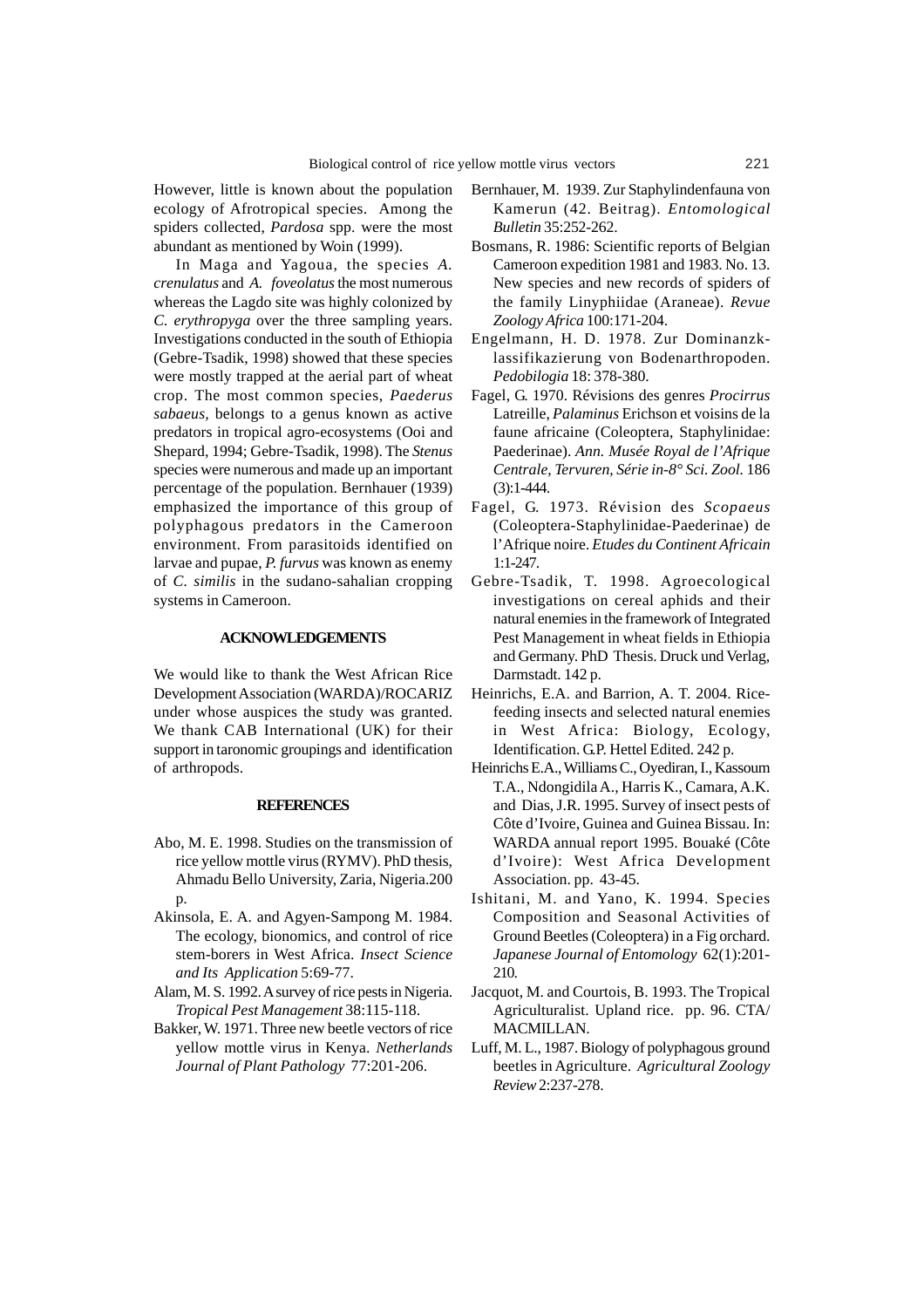However, little is known about the population ecology of Afrotropical species. Among the spiders collected, *Pardosa* spp. were the most abundant as mentioned by Woin (1999).

In Maga and Yagoua, the species *A. crenulatus* and *A. foveolatus* the most numerous whereas the Lagdo site was highly colonized by *C. erythropyga* over the three sampling years. Investigations conducted in the south of Ethiopia (Gebre-Tsadik, 1998) showed that these species were mostly trapped at the aerial part of wheat crop. The most common species, *Paederus sabaeus*, belongs to a genus known as active predators in tropical agro-ecosystems (Ooi and Shepard, 1994; Gebre-Tsadik, 1998). The *Stenus* species were numerous and made up an important percentage of the population. Bernhauer (1939) emphasized the importance of this group of polyphagous predators in the Cameroon environment. From parasitoids identified on larvae and pupae, *P. furvus* was known as enemy of *C. similis* in the sudano-sahalian cropping systems in Cameroon.

## ACKNOWLEDGEMENTS

We would like to thank the West African Rice Development Association (WARDA)/ROCARIZ under whose auspices the study was granted. We thank CAB International (UK) for their support in taronomic groupings and identification of arthropods.

## REFERENCES

Abo, M. E. 1998. Studies on the transmission of rice yellow mottle virus (RYMV). PhD thesis, Ahmadu Bello University, Zaria, Nigeria.200 p.

Akinsola, E. A. and Agyen-Sampong M. 1984. The ecology, bionomics, and control of rice stem-borers in West Africa. *Insect Science and Its Application* 5:69-77.

Alam, M. S. 1992. A survey of rice pests in Nigeria. *Tropical Pest Management* 38:115-118.

Bakker, W. 1971. Three new beetle vectors of rice yellow mottle virus in Kenya. *Netherlands Journal of Plant Pathology* 77:201-206.

Bernhauer, M. 1939. Zur Staphylindenfauna von Kamerun (42. Beitrag). *Entomological Bulletin* 35:252-262.

Bosmans, R. 1986: Scientific reports of Belgian Cameroon expedition 1981 and 1983. No. 13. New species and new records of spiders of the family Linyphiidae (Araneae). *Revue Zoology Africa* 100:171-204.

Engelmann, H. D. 1978. Zur Dominanzklassifikazierung von Bodenarthropoden. *Pedobilogia* 18: 378-380.

Fagel, G. 1970. Révisions des genres *Procirrus* Latreille, *Palaminus* Erichson et voisins de la faune africaine (Coleoptera, Staphylinidae: Paederinae). *Ann. Musée Royal de l'Afrique Centrale, Tervuren, Série in-8° Sci. Zool.* 186 (3):1-444.

Fagel, G. 1973. Révision des *Scopaeus* (Coleoptera-Staphylinidae-Paederinae) de l'Afrique noire. *Etudes du Continent Africain* 1:1-247.

Gebre-Tsadik, T. 1998. Agroecological investigations on cereal aphids and their natural enemies in the framework of Integrated Pest Management in wheat fields in Ethiopia and Germany. PhD Thesis. Druck und Verlag, Darmstadt. 142 p.

Heinrichs, E.A. and Barrion, A. T. 2004. Rice-feeding insects and selected natural enemies in West Africa: Biology, Ecology, Identification. G.P. Hettel Edited. 242 p.

Heinrichs E.A., Williams C., Oyediran, I., Kassoum T.A., Ndongidila A., Harris K., Camara, A.K. and Dias, J.R. 1995. Survey of insect pests of Côte d'Ivoire, Guinea and Guinea Bissau. In: WARDA annual report 1995. Bouaké (Côte d'Ivoire): West Africa Development Association. pp. 43-45.

Ishitani, M. and Yano, K. 1994. Species Composition and Seasonal Activities of Ground Beetles (Coleoptera) in a Fig orchard. *Japanese Journal of Entomology* 62(1):201-210.

Jacquot, M. and Courtois, B. 1993. The Tropical Agriculturalist. Upland rice. pp. 96. CTA/ MACMILLAN.

Luff, M. L., 1987. Biology of polyphagous ground beetles in Agriculture. *Agricultural Zoology Review* 2:237-278.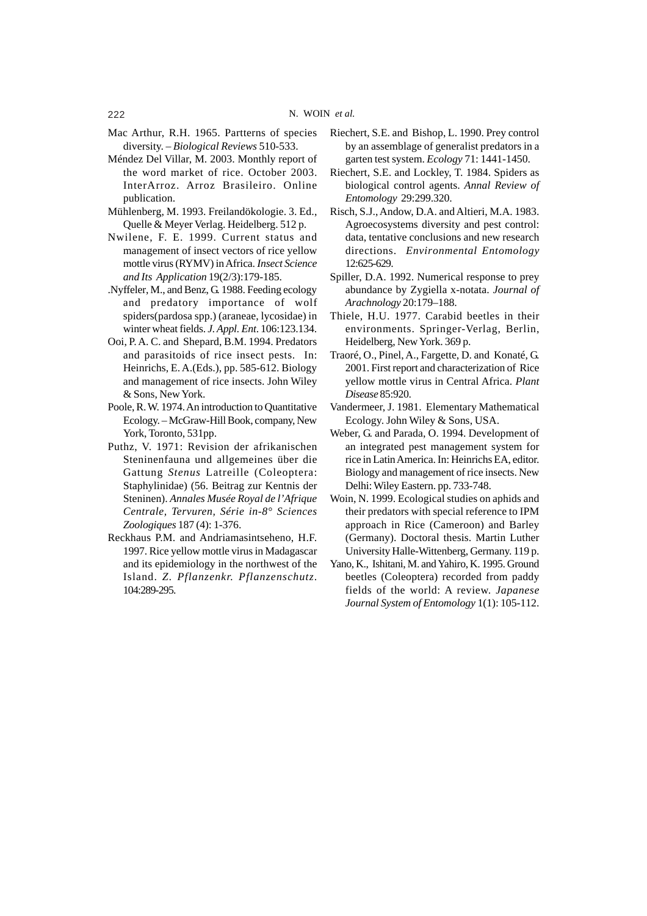Mac Arthur, R.H. 1965. Partterns of species diversity. – *Biological Reviews* 510-533.

Méndez Del Villar, M. 2003. Monthly report of the word market of rice. October 2003. InterArroz. Arroz Brasileiro. Online publication.

Mühlenberg, M. 1993. Freilandökologie. 3. Ed., Quelle & Meyer Verlag. Heidelberg. 512 p.

Nwilene, F. E. 1999. Current status and management of insect vectors of rice yellow mottle virus (RYMV) in Africa. *Insect Science and Its Application* 19(2/3):179-185.

.Nyffeler, M., and Benz, G. 1988. Feeding ecology and predatory importance of wolf spiders(pardosa spp.) (araneae, lycosidae) in winter wheat fields. *J. Appl. Ent*. 106:123.134.

Ooi, P. A. C. and Shepard, B.M. 1994. Predators and parasitoids of rice insect pests. In: Heinrichs, E. A.(Eds.), pp. 585-612. Biology and management of rice insects. John Wiley & Sons, New York.

Poole, R. W. 1974. An introduction to Quantitative Ecology. – McGraw-Hill Book, company, New York, Toronto, 531pp.

Puthz, V. 1971: Revision der afrikanischen Steninenfauna und allgemeines über die Gattung *Stenus* Latreille (Coleoptera: Staphylinidae) (56. Beitrag zur Kentnis der Steninen). *Annales Musée Royal de l'Afrique Centrale, Tervuren, Série in-8° Sciences Zoologiques* 187 (4): 1-376.

Reckhaus P.M. and Andriamasintseheno, H.F. 1997. Rice yellow mottle virus in Madagascar and its epidemiology in the northwest of the Island. *Z. Pflanzenkr. Pflanzenschutz*. 104:289-295.

Riechert, S.E. and Bishop, L. 1990. Prey control by an assemblage of generalist predators in a garten test system. *Ecology* 71: 1441-1450.

Riechert, S.E. and Lockley, T. 1984. Spiders as biological control agents. *Annal Review of Entomology* 29:299.320.

Risch, S.J., Andow, D.A. and Altieri, M.A. 1983. Agroecosystems diversity and pest control: data, tentative conclusions and new research directions. *Environmental Entomology* 12:625-629.

Spiller, D.A. 1992. Numerical response to prey abundance by Zygiella x-notata. *Journal of Arachnology* 20:179–188.

Thiele, H.U. 1977. Carabid beetles in their environments. Springer-Verlag, Berlin, Heidelberg, New York. 369 p.

Traoré, O., Pinel, A., Fargette, D. and Konaté, G. 2001. First report and characterization of Rice yellow mottle virus in Central Africa. *Plant Disease* 85:920.

Vandermeer, J. 1981. Elementary Mathematical Ecology. John Wiley & Sons, USA.

Weber, G. and Parada, O. 1994. Development of an integrated pest management system for rice in Latin America. In: Heinrichs EA, editor. Biology and management of rice insects. New Delhi: Wiley Eastern. pp. 733-748.

Woin, N. 1999. Ecological studies on aphids and their predators with special reference to IPM approach in Rice (Cameroon) and Barley (Germany). Doctoral thesis. Martin Luther University Halle-Wittenberg, Germany. 119 p.

Yano, K., Ishitani, M. and Yahiro, K. 1995. Ground beetles (Coleoptera) recorded from paddy fields of the world: A review. *Japanese Journal System of Entomology* 1(1): 105-112.